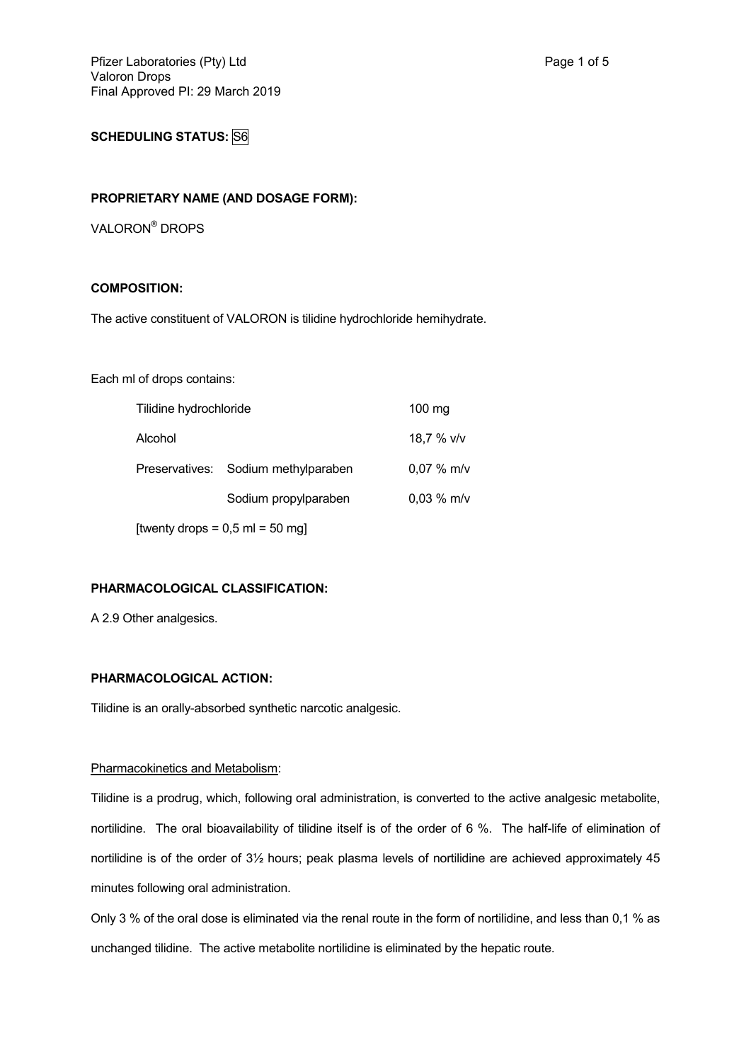**SCHEDULING STATUS:** S6

**PROPRIETARY NAME (AND DOSAGE FORM):**

VALORON® DROPS

**COMPOSITION:**

The active constituent of VALORON is tilidine hydrochloride hemihydrate.

Each ml of drops contains:

| | | |
|---|---|---|
| Tilidine hydrochloride | | 100 mg |
| Alcohol | | 18,7 % v/v |
| Preservatives: | Sodium methylparaben | 0,07 % m/v |
| | Sodium propylparaben | 0,03 % m/v |

[twenty drops = 0,5 ml = 50 mg]

**PHARMACOLOGICAL CLASSIFICATION:**

A 2.9 Other analgesics.

**PHARMACOLOGICAL ACTION:**

Tilidine is an orally-absorbed synthetic narcotic analgesic.

Pharmacokinetics and Metabolism:

Tilidine is a prodrug, which, following oral administration, is converted to the active analgesic metabolite, nortilidine. The oral bioavailability of tilidine itself is of the order of 6 %. The half-life of elimination of nortilidine is of the order of 3½ hours; peak plasma levels of nortilidine are achieved approximately 45 minutes following oral administration.

Only 3 % of the oral dose is eliminated via the renal route in the form of nortilidine, and less than 0,1 % as unchanged tilidine. The active metabolite nortilidine is eliminated by the hepatic route.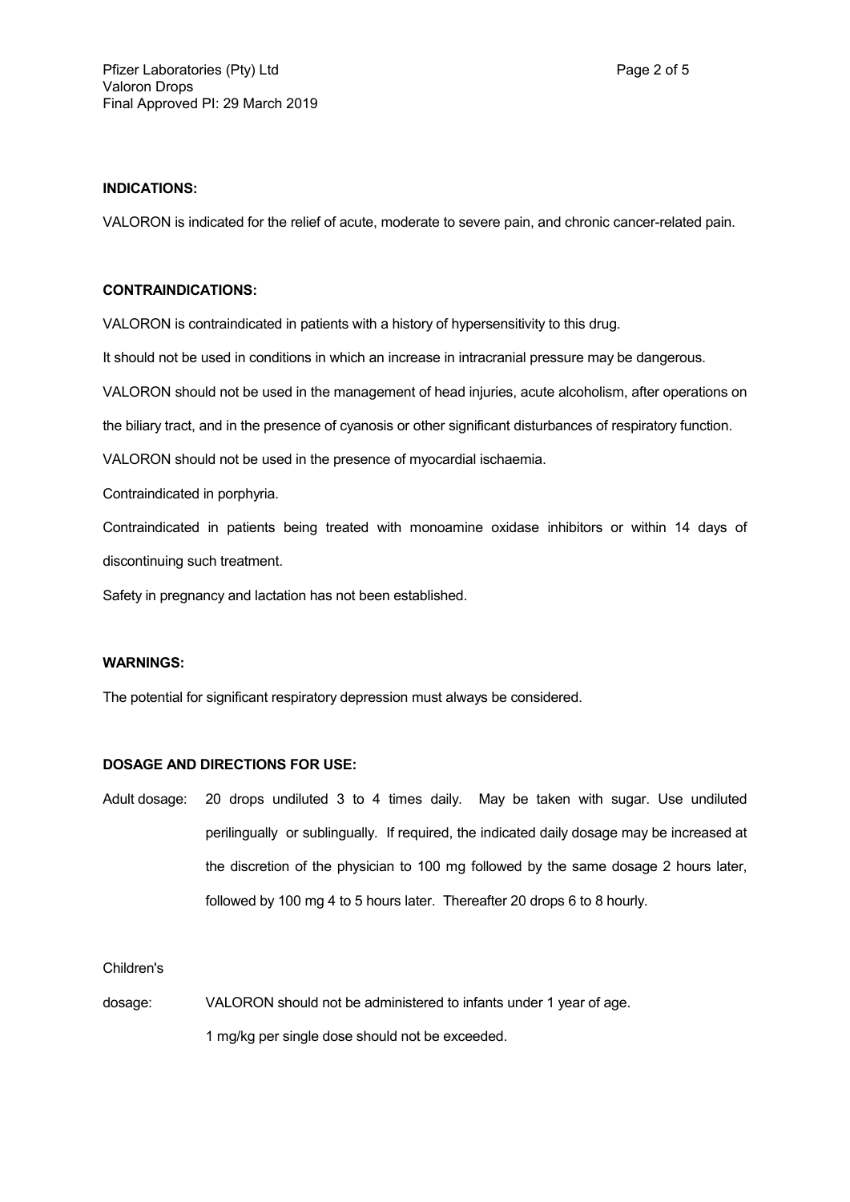**INDICATIONS:**

VALORON is indicated for the relief of acute, moderate to severe pain, and chronic cancer-related pain.

**CONTRAINDICATIONS:**

VALORON is contraindicated in patients with a history of hypersensitivity to this drug.

It should not be used in conditions in which an increase in intracranial pressure may be dangerous.

VALORON should not be used in the management of head injuries, acute alcoholism, after operations on the biliary tract, and in the presence of cyanosis or other significant disturbances of respiratory function.

VALORON should not be used in the presence of myocardial ischaemia.

Contraindicated in porphyria.

Contraindicated in patients being treated with monoamine oxidase inhibitors or within 14 days of discontinuing such treatment.

Safety in pregnancy and lactation has not been established.

**WARNINGS:**

The potential for significant respiratory depression must always be considered.

**DOSAGE AND DIRECTIONS FOR USE:**

Adult dosage: 20 drops undiluted 3 to 4 times daily. May be taken with sugar. Use undiluted perilingually or sublingually. If required, the indicated daily dosage may be increased at the discretion of the physician to 100 mg followed by the same dosage 2 hours later, followed by 100 mg 4 to 5 hours later. Thereafter 20 drops 6 to 8 hourly.

Children's dosage: VALORON should not be administered to infants under 1 year of age.

1 mg/kg per single dose should not be exceeded.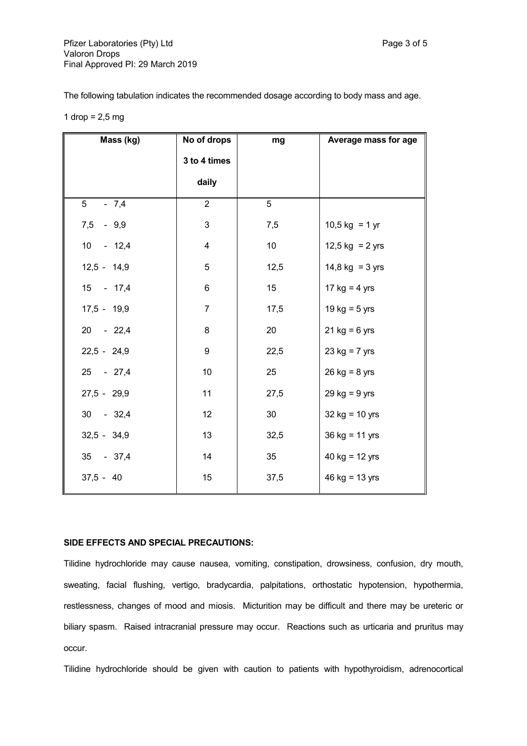The following tabulation indicates the recommended dosage according to body mass and age.

1 drop = 2,5 mg

| Mass (kg) | No of drops 3 to 4 times daily | mg | Average mass for age |
|---|---|---|---|
| 5 - 7,4 | 2 | 5 | |
| 7,5 - 9,9 | 3 | 7,5 | 10,5 kg = 1 yr |
| 10 - 12,4 | 4 | 10 | 12,5 kg = 2 yrs |
| 12,5 - 14,9 | 5 | 12,5 | 14,8 kg = 3 yrs |
| 15 - 17,4 | 6 | 15 | 17 kg = 4 yrs |
| 17,5 - 19,9 | 7 | 17,5 | 19 kg = 5 yrs |
| 20 - 22,4 | 8 | 20 | 21 kg = 6 yrs |
| 22,5 - 24,9 | 9 | 22,5 | 23 kg = 7 yrs |
| 25 - 27,4 | 10 | 25 | 26 kg = 8 yrs |
| 27,5 - 29,9 | 11 | 27,5 | 29 kg = 9 yrs |
| 30 - 32,4 | 12 | 30 | 32 kg = 10 yrs |
| 32,5 - 34,9 | 13 | 32,5 | 36 kg = 11 yrs |
| 35 - 37,4 | 14 | 35 | 40 kg = 12 yrs |
| 37,5 - 40 | 15 | 37,5 | 46 kg = 13 yrs |

**SIDE EFFECTS AND SPECIAL PRECAUTIONS:**

Tilidine hydrochloride may cause nausea, vomiting, constipation, drowsiness, confusion, dry mouth, sweating, facial flushing, vertigo, bradycardia, palpitations, orthostatic hypotension, hypothermia, restlessness, changes of mood and miosis. Micturition may be difficult and there may be ureteric or biliary spasm. Raised intracranial pressure may occur. Reactions such as urticaria and pruritus may occur.

Tilidine hydrochloride should be given with caution to patients with hypothyroidism, adrenocortical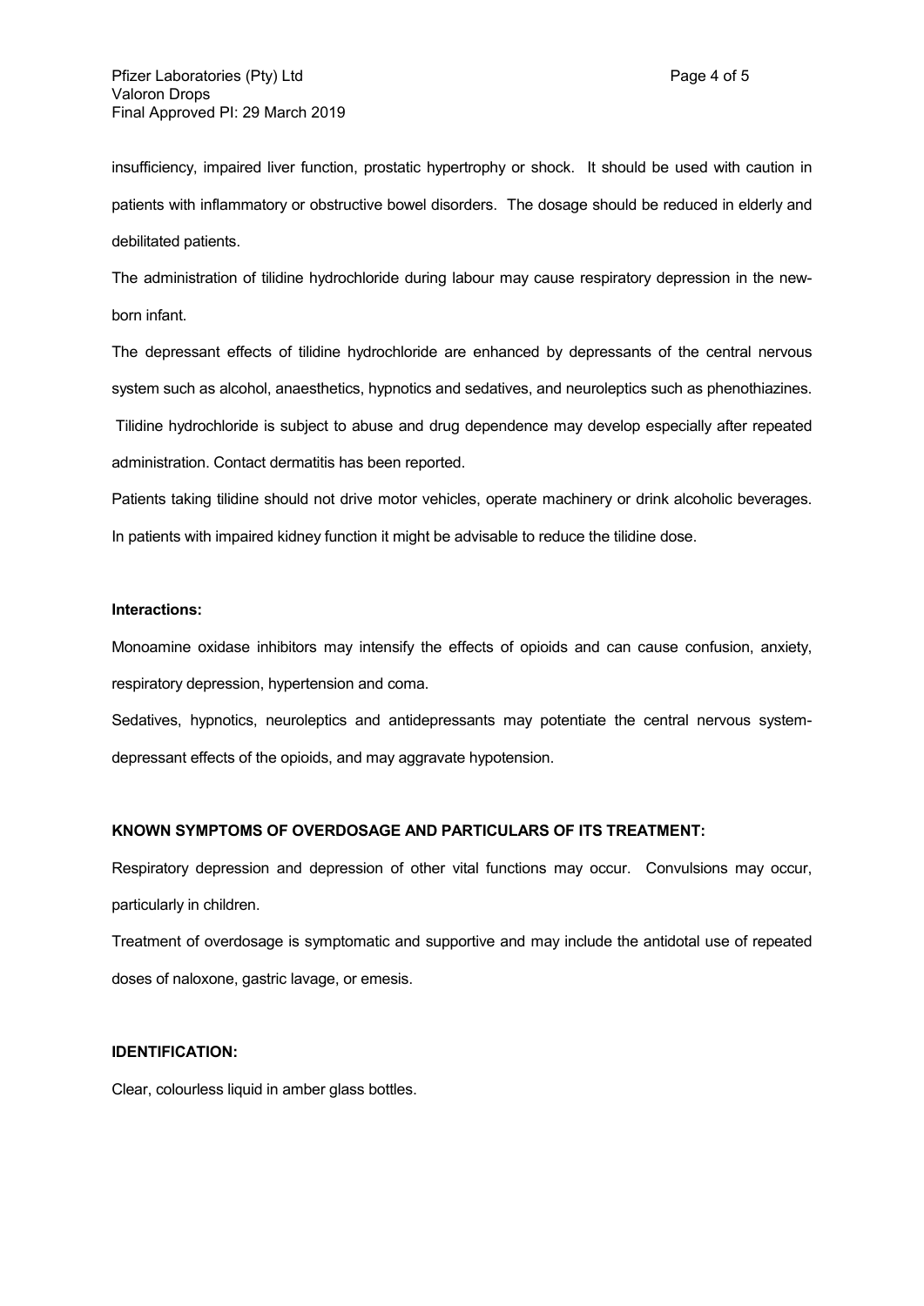insufficiency, impaired liver function, prostatic hypertrophy or shock. It should be used with caution in patients with inflammatory or obstructive bowel disorders. The dosage should be reduced in elderly and debilitated patients.

The administration of tilidine hydrochloride during labour may cause respiratory depression in the new-born infant.

The depressant effects of tilidine hydrochloride are enhanced by depressants of the central nervous system such as alcohol, anaesthetics, hypnotics and sedatives, and neuroleptics such as phenothiazines. Tilidine hydrochloride is subject to abuse and drug dependence may develop especially after repeated administration. Contact dermatitis has been reported.

Patients taking tilidine should not drive motor vehicles, operate machinery or drink alcoholic beverages. In patients with impaired kidney function it might be advisable to reduce the tilidine dose.

**Interactions:**

Monoamine oxidase inhibitors may intensify the effects of opioids and can cause confusion, anxiety, respiratory depression, hypertension and coma.

Sedatives, hypnotics, neuroleptics and antidepressants may potentiate the central nervous system-depressant effects of the opioids, and may aggravate hypotension.

**KNOWN SYMPTOMS OF OVERDOSAGE AND PARTICULARS OF ITS TREATMENT:**

Respiratory depression and depression of other vital functions may occur. Convulsions may occur, particularly in children.

Treatment of overdosage is symptomatic and supportive and may include the antidotal use of repeated doses of naloxone, gastric lavage, or emesis.

**IDENTIFICATION:**

Clear, colourless liquid in amber glass bottles.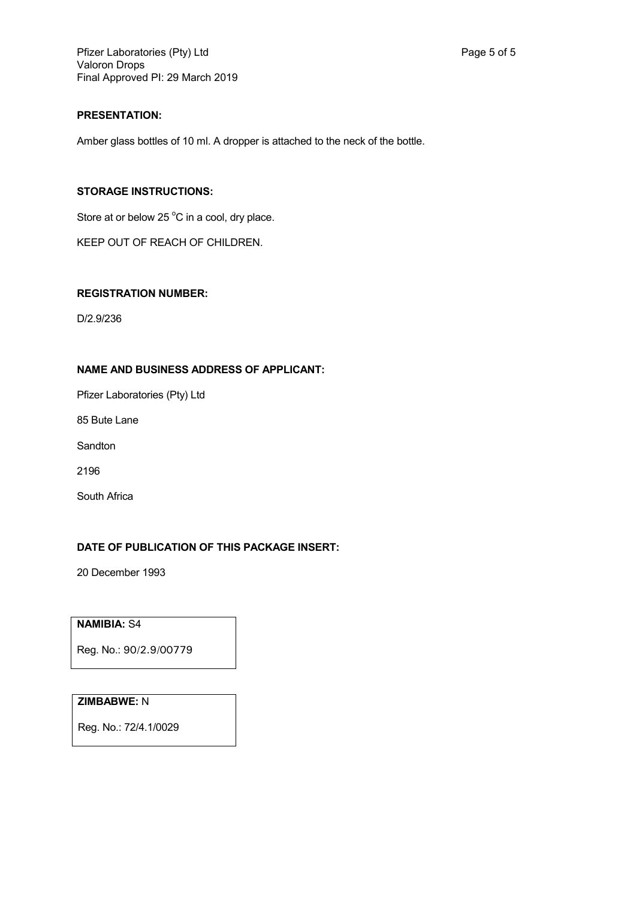**PRESENTATION:**

Amber glass bottles of 10 ml. A dropper is attached to the neck of the bottle.

**STORAGE INSTRUCTIONS:**

Store at or below 25 °C in a cool, dry place.

KEEP OUT OF REACH OF CHILDREN.

**REGISTRATION NUMBER:**

D/2.9/236

**NAME AND BUSINESS ADDRESS OF APPLICANT:**

Pfizer Laboratories (Pty) Ltd

85 Bute Lane

Sandton

2196

South Africa

**DATE OF PUBLICATION OF THIS PACKAGE INSERT:**

20 December 1993

**NAMIBIA:** S4

Reg. No.: 90/2.9/00779

**ZIMBABWE:** N

Reg. No.: 72/4.1/0029